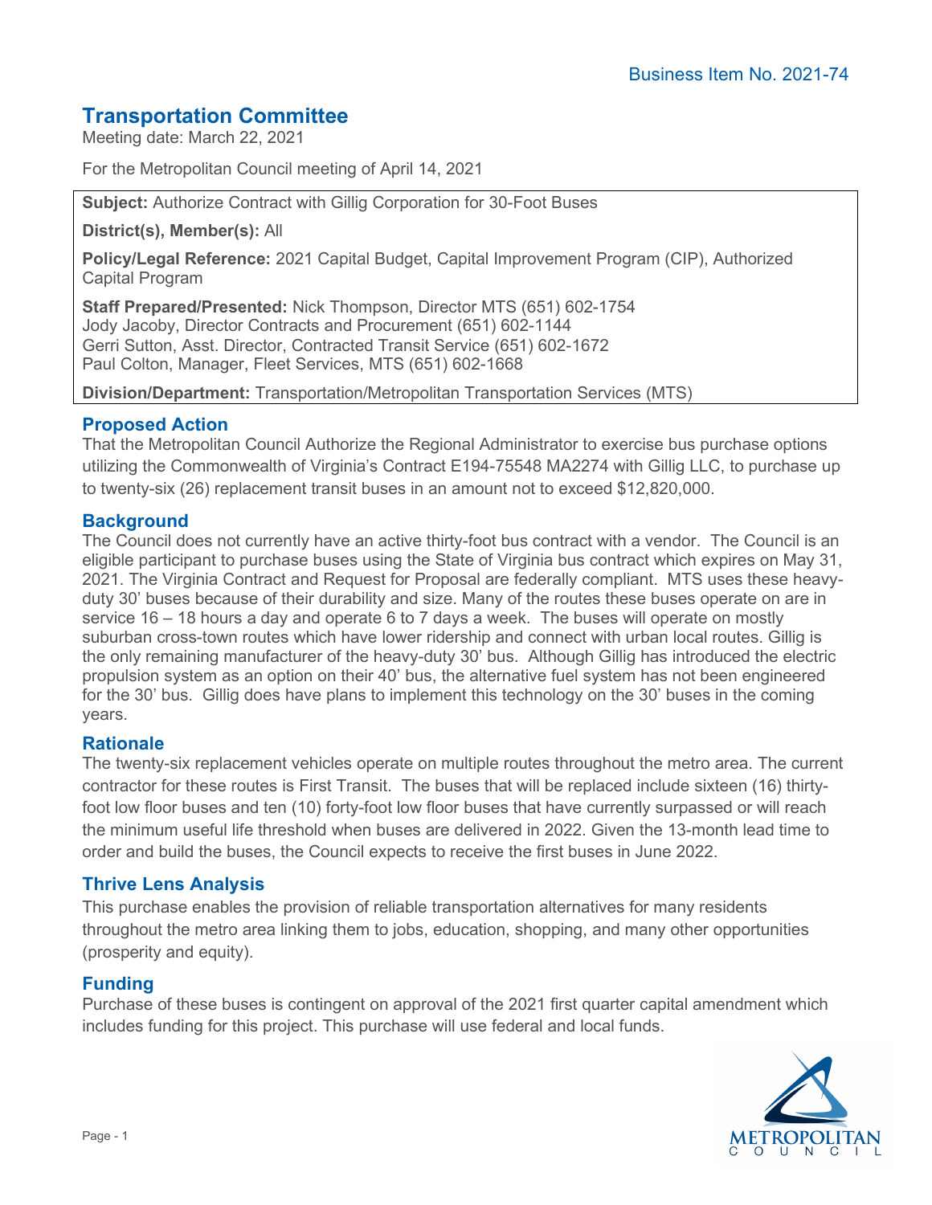Business Item No. 2021-74

# Transportation Committee

Meeting date: March 22, 2021

For the Metropolitan Council meeting of April 14, 2021

**Subject:** Authorize Contract with Gillig Corporation for 30-Foot Buses

**District(s), Member(s):** All

**Policy/Legal Reference:** 2021 Capital Budget, Capital Improvement Program (CIP), Authorized Capital Program

**Staff Prepared/Presented:** Nick Thompson, Director MTS (651) 602-1754
Jody Jacoby, Director Contracts and Procurement (651) 602-1144
Gerri Sutton, Asst. Director, Contracted Transit Service (651) 602-1672
Paul Colton, Manager, Fleet Services, MTS (651) 602-1668

**Division/Department:** Transportation/Metropolitan Transportation Services (MTS)

## Proposed Action

That the Metropolitan Council Authorize the Regional Administrator to exercise bus purchase options utilizing the Commonwealth of Virginia's Contract E194-75548 MA2274 with Gillig LLC, to purchase up to twenty-six (26) replacement transit buses in an amount not to exceed $12,820,000.

## Background

The Council does not currently have an active thirty-foot bus contract with a vendor. The Council is an eligible participant to purchase buses using the State of Virginia bus contract which expires on May 31, 2021. The Virginia Contract and Request for Proposal are federally compliant. MTS uses these heavy-duty 30' buses because of their durability and size. Many of the routes these buses operate on are in service 16 – 18 hours a day and operate 6 to 7 days a week. The buses will operate on mostly suburban cross-town routes which have lower ridership and connect with urban local routes. Gillig is the only remaining manufacturer of the heavy-duty 30' bus. Although Gillig has introduced the electric propulsion system as an option on their 40' bus, the alternative fuel system has not been engineered for the 30' bus. Gillig does have plans to implement this technology on the 30' buses in the coming years.

## Rationale

The twenty-six replacement vehicles operate on multiple routes throughout the metro area. The current contractor for these routes is First Transit. The buses that will be replaced include sixteen (16) thirty-foot low floor buses and ten (10) forty-foot low floor buses that have currently surpassed or will reach the minimum useful life threshold when buses are delivered in 2022. Given the 13-month lead time to order and build the buses, the Council expects to receive the first buses in June 2022.

## Thrive Lens Analysis

This purchase enables the provision of reliable transportation alternatives for many residents throughout the metro area linking them to jobs, education, shopping, and many other opportunities (prosperity and equity).

## Funding

Purchase of these buses is contingent on approval of the 2021 first quarter capital amendment which includes funding for this project. This purchase will use federal and local funds.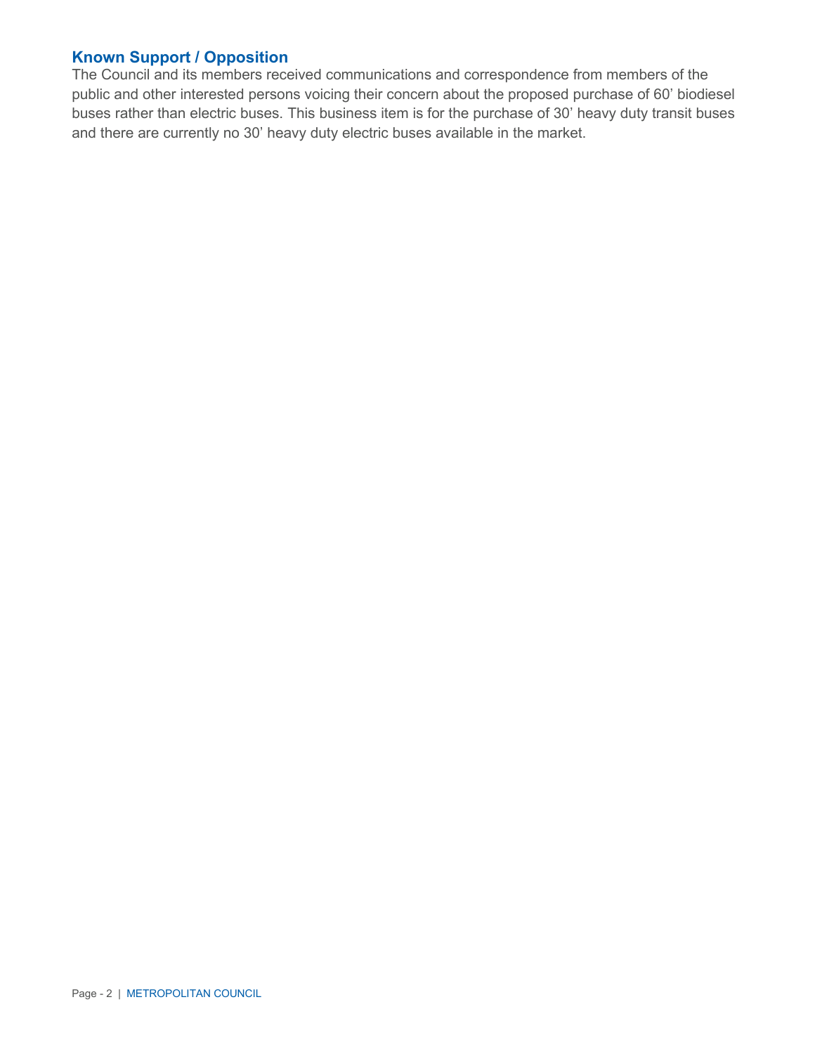## Known Support / Opposition

The Council and its members received communications and correspondence from members of the public and other interested persons voicing their concern about the proposed purchase of 60’ biodiesel buses rather than electric buses. This business item is for the purchase of 30’ heavy duty transit buses and there are currently no 30’ heavy duty electric buses available in the market.